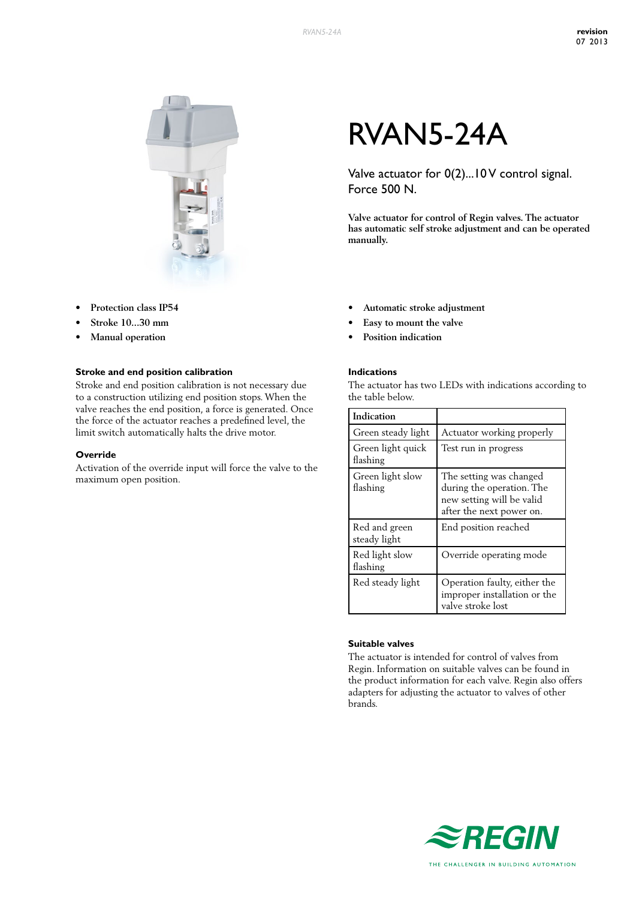# RVAN5-24A

Valve actuator for 0(2)...10 V control signal. Force 500 N.

**Valve actuator for control of Regin valves. The actuator has automatic self stroke adjustment and can be operated manually.**

- **Protection class IP54**
- **Stroke 10...30 mm**
- **Manual operation**
- **Automatic stroke adjustment**
- **Easy to mount the valve**
- **Position indication**

### Stroke and end position calibration

Stroke and end position calibration is not necessary due to a construction utilizing end position stops. When the valve reaches the end position, a force is generated. Once the force of the actuator reaches a predefined level, the limit switch automatically halts the drive motor.

### Override

Activation of the override input will force the valve to the maximum open position.

### Indications

The actuator has two LEDs with indications according to the table below.

| Indication | |
|---|---|
| Green steady light | Actuator working properly |
| Green light quick flashing | Test run in progress |
| Green light slow flashing | The setting was changed during the operation. The new setting will be valid after the next power on. |
| Red and green steady light | End position reached |
| Red light slow flashing | Override operating mode |
| Red steady light | Operation faulty, either the improper installation or the valve stroke lost |

### Suitable valves

The actuator is intended for control of valves from Regin. Information on suitable valves can be found in the product information for each valve. Regin also offers adapters for adjusting the actuator to valves of other brands.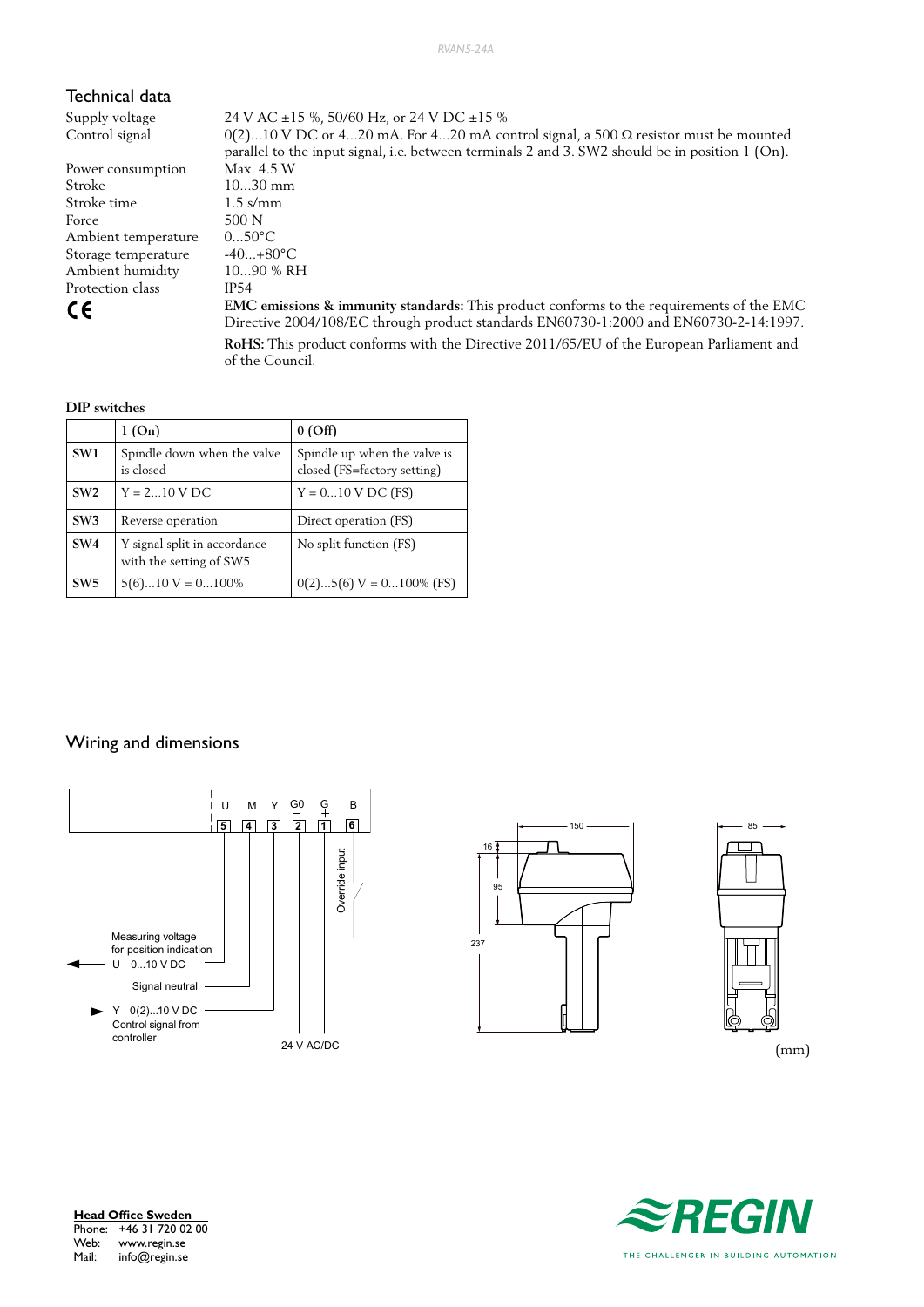## Technical data

| | |
|---|---|
| Supply voltage | 24 V AC ±15 %, 50/60 Hz, or 24 V DC ±15 % |
| Control signal | 0(2)...10 V DC or 4...20 mA. For 4...20 mA control signal, a 500 Ω resistor must be mounted parallel to the input signal, i.e. between terminals 2 and 3. SW2 should be in position 1 (On). |
| Power consumption | Max. 4.5 W |
| Stroke | 10...30 mm |
| Stroke time | 1.5 s/mm |
| Force | 500 N |
| Ambient temperature | 0...50°C |
| Storage temperature | -40...+80°C |
| Ambient humidity | 10...90 % RH |
| Protection class | IP54 |

CE

**EMC emissions & immunity standards:** This product conforms to the requirements of the EMC Directive 2004/108/EC through product standards EN60730-1:2000 and EN60730-2-14:1997.

**RoHS:** This product conforms with the Directive 2011/65/EU of the European Parliament and of the Council.

**DIP switches**

| | 1 (On) | 0 (Off) |
|---|---|---|
| **SW1** | Spindle down when the valve is closed | Spindle up when the valve is closed (FS=factory setting) |
| **SW2** | Y = 2...10 V DC | Y = 0...10 V DC (FS) |
| **SW3** | Reverse operation | Direct operation (FS) |
| **SW4** | Y signal split in accordance with the setting of SW5 | No split function (FS) |
| **SW5** | 5(6)...10 V = 0...100% | 0(2)...5(6) V = 0...100% (FS) |

## Wiring and dimensions

U M Y G0 G B
5 4 3 2 1 6

Override input

Measuring voltage for position indication
U 0...10 V DC

Signal neutral

Y 0(2)...10 V DC
Control signal from controller

24 V AC/DC

150
16
95
237
85

(mm)

**Head Office Sweden**
Phone: +46 31 720 02 00
Web: www.regin.se
Mail: info@regin.se

REGIN
THE CHALLENGER IN BUILDING AUTOMATION